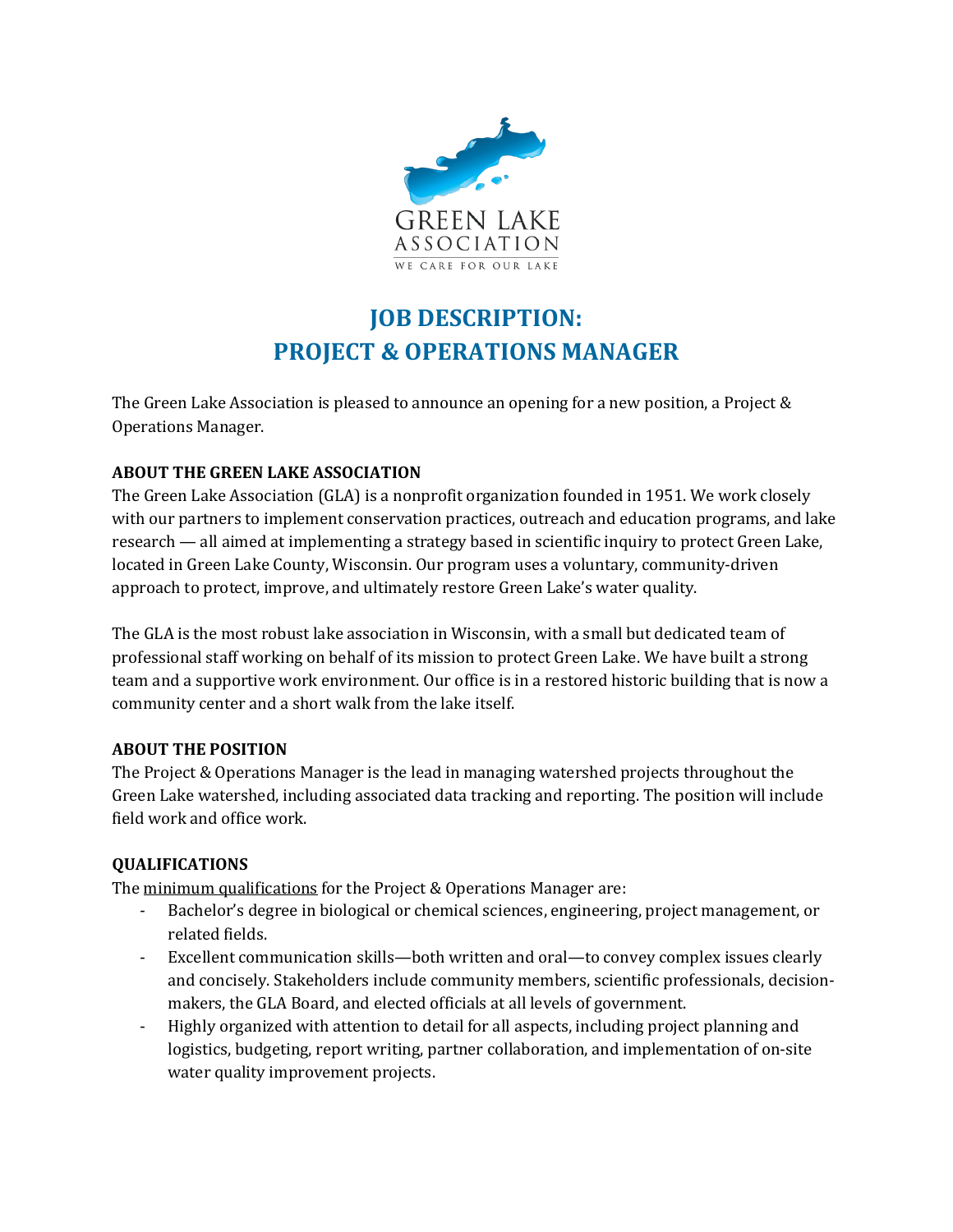GREEN LAKE ASSOCIATION

WE CARE FOR OUR LAKE

# JOB DESCRIPTION: PROJECT & OPERATIONS MANAGER

The Green Lake Association is pleased to announce an opening for a new position, a Project & Operations Manager.

## ABOUT THE GREEN LAKE ASSOCIATION

The Green Lake Association (GLA) is a nonprofit organization founded in 1951. We work closely with our partners to implement conservation practices, outreach and education programs, and lake research — all aimed at implementing a strategy based in scientific inquiry to protect Green Lake, located in Green Lake County, Wisconsin. Our program uses a voluntary, community-driven approach to protect, improve, and ultimately restore Green Lake's water quality.

The GLA is the most robust lake association in Wisconsin, with a small but dedicated team of professional staff working on behalf of its mission to protect Green Lake. We have built a strong team and a supportive work environment. Our office is in a restored historic building that is now a community center and a short walk from the lake itself.

## ABOUT THE POSITION

The Project & Operations Manager is the lead in managing watershed projects throughout the Green Lake watershed, including associated data tracking and reporting. The position will include field work and office work.

## QUALIFICATIONS

The minimum qualifications for the Project & Operations Manager are:

- Bachelor's degree in biological or chemical sciences, engineering, project management, or related fields.
- Excellent communication skills—both written and oral—to convey complex issues clearly and concisely. Stakeholders include community members, scientific professionals, decision-makers, the GLA Board, and elected officials at all levels of government.
- Highly organized with attention to detail for all aspects, including project planning and logistics, budgeting, report writing, partner collaboration, and implementation of on-site water quality improvement projects.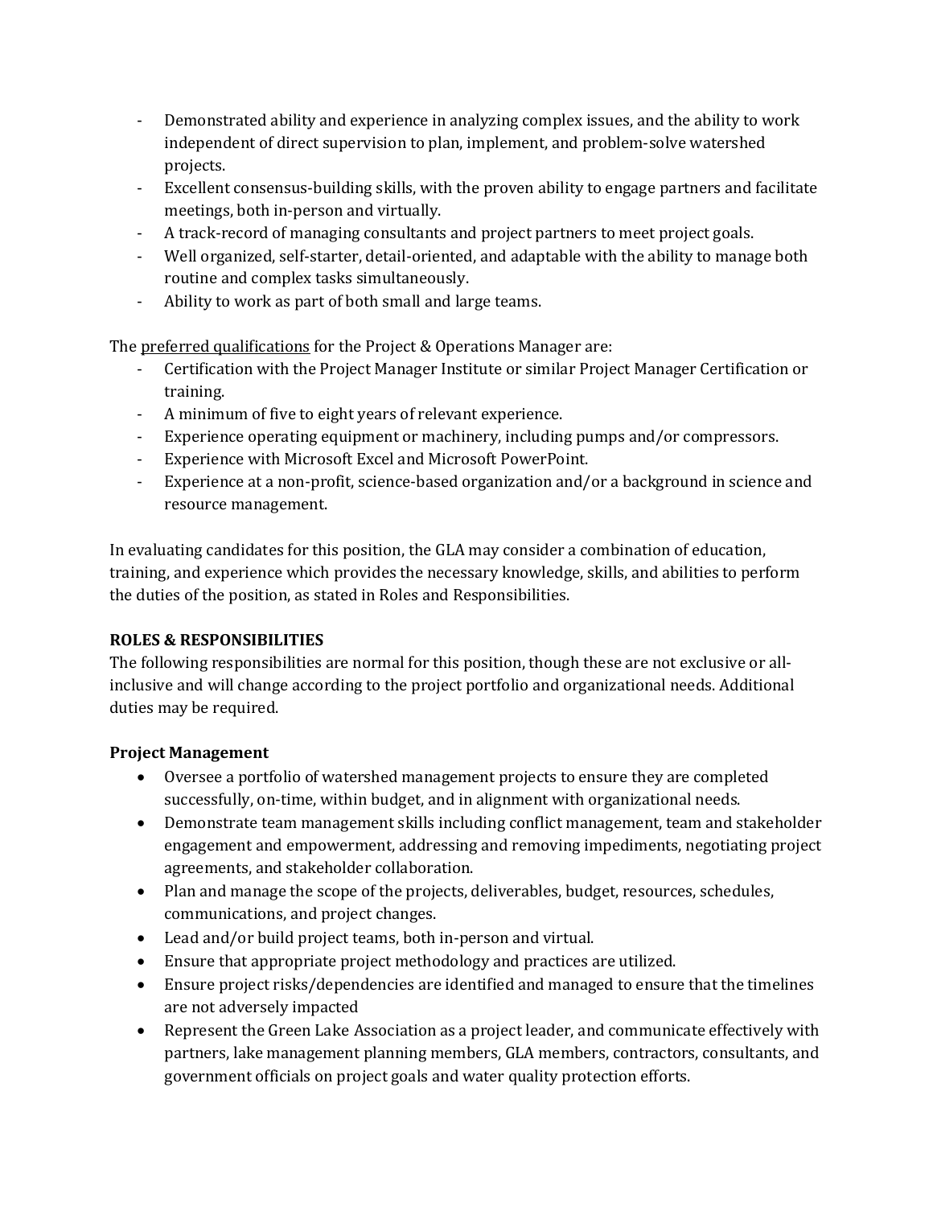- Demonstrated ability and experience in analyzing complex issues, and the ability to work independent of direct supervision to plan, implement, and problem-solve watershed projects.
- Excellent consensus-building skills, with the proven ability to engage partners and facilitate meetings, both in-person and virtually.
- A track-record of managing consultants and project partners to meet project goals.
- Well organized, self-starter, detail-oriented, and adaptable with the ability to manage both routine and complex tasks simultaneously.
- Ability to work as part of both small and large teams.

The preferred qualifications for the Project & Operations Manager are:

- Certification with the Project Manager Institute or similar Project Manager Certification or training.
- A minimum of five to eight years of relevant experience.
- Experience operating equipment or machinery, including pumps and/or compressors.
- Experience with Microsoft Excel and Microsoft PowerPoint.
- Experience at a non-profit, science-based organization and/or a background in science and resource management.

In evaluating candidates for this position, the GLA may consider a combination of education, training, and experience which provides the necessary knowledge, skills, and abilities to perform the duties of the position, as stated in Roles and Responsibilities.

**ROLES & RESPONSIBILITIES**

The following responsibilities are normal for this position, though these are not exclusive or all-inclusive and will change according to the project portfolio and organizational needs. Additional duties may be required.

**Project Management**

- Oversee a portfolio of watershed management projects to ensure they are completed successfully, on-time, within budget, and in alignment with organizational needs.
- Demonstrate team management skills including conflict management, team and stakeholder engagement and empowerment, addressing and removing impediments, negotiating project agreements, and stakeholder collaboration.
- Plan and manage the scope of the projects, deliverables, budget, resources, schedules, communications, and project changes.
- Lead and/or build project teams, both in-person and virtual.
- Ensure that appropriate project methodology and practices are utilized.
- Ensure project risks/dependencies are identified and managed to ensure that the timelines are not adversely impacted
- Represent the Green Lake Association as a project leader, and communicate effectively with partners, lake management planning members, GLA members, contractors, consultants, and government officials on project goals and water quality protection efforts.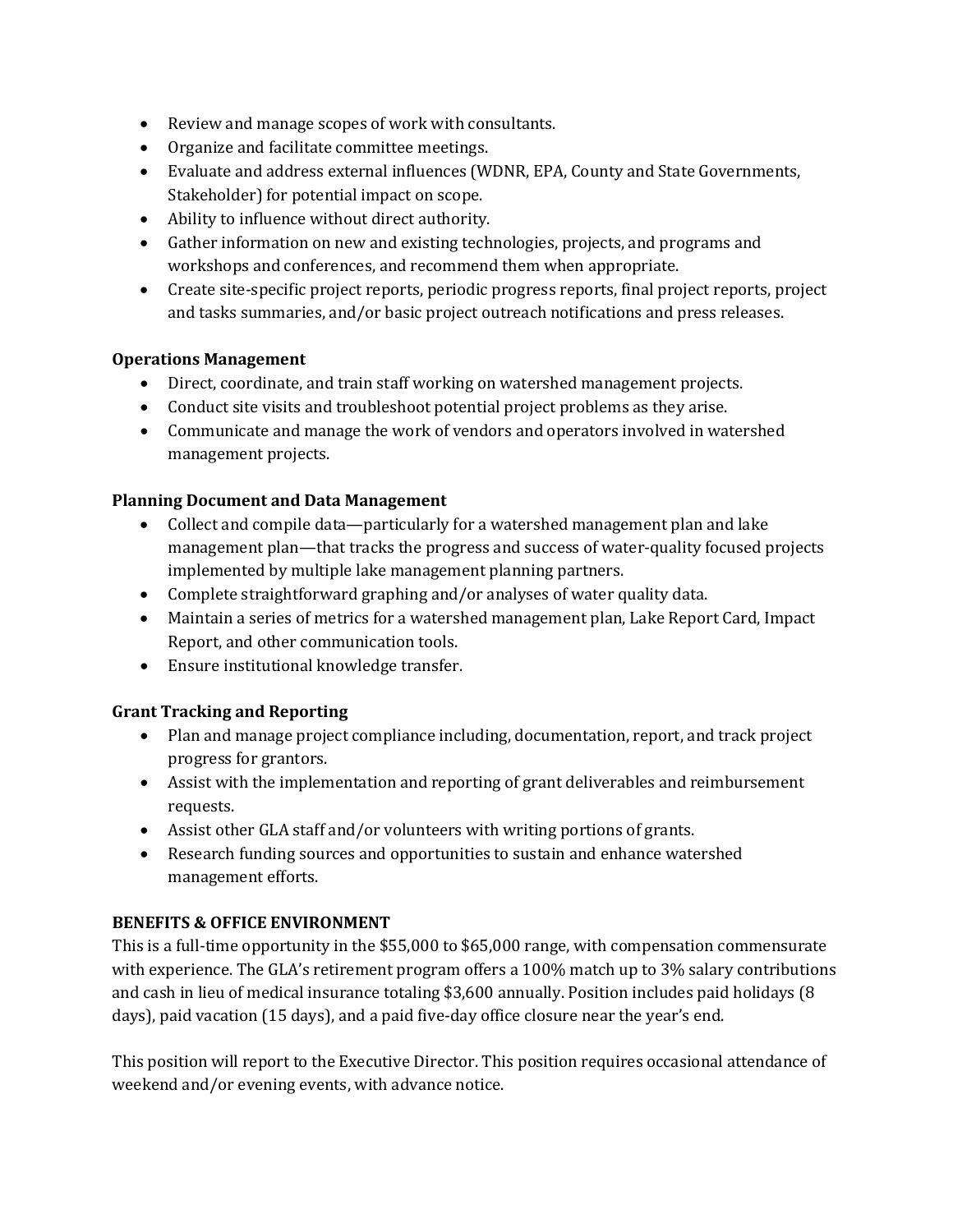- Review and manage scopes of work with consultants.
- Organize and facilitate committee meetings.
- Evaluate and address external influences (WDNR, EPA, County and State Governments, Stakeholder) for potential impact on scope.
- Ability to influence without direct authority.
- Gather information on new and existing technologies, projects, and programs and workshops and conferences, and recommend them when appropriate.
- Create site-specific project reports, periodic progress reports, final project reports, project and tasks summaries, and/or basic project outreach notifications and press releases.

**Operations Management**

- Direct, coordinate, and train staff working on watershed management projects.
- Conduct site visits and troubleshoot potential project problems as they arise.
- Communicate and manage the work of vendors and operators involved in watershed management projects.

**Planning Document and Data Management**

- Collect and compile data—particularly for a watershed management plan and lake management plan—that tracks the progress and success of water-quality focused projects implemented by multiple lake management planning partners.
- Complete straightforward graphing and/or analyses of water quality data.
- Maintain a series of metrics for a watershed management plan, Lake Report Card, Impact Report, and other communication tools.
- Ensure institutional knowledge transfer.

**Grant Tracking and Reporting**

- Plan and manage project compliance including, documentation, report, and track project progress for grantors.
- Assist with the implementation and reporting of grant deliverables and reimbursement requests.
- Assist other GLA staff and/or volunteers with writing portions of grants.
- Research funding sources and opportunities to sustain and enhance watershed management efforts.

**BENEFITS & OFFICE ENVIRONMENT**

This is a full-time opportunity in the $55,000 to $65,000 range, with compensation commensurate with experience. The GLA's retirement program offers a 100% match up to 3% salary contributions and cash in lieu of medical insurance totaling $3,600 annually. Position includes paid holidays (8 days), paid vacation (15 days), and a paid five-day office closure near the year's end.

This position will report to the Executive Director. This position requires occasional attendance of weekend and/or evening events, with advance notice.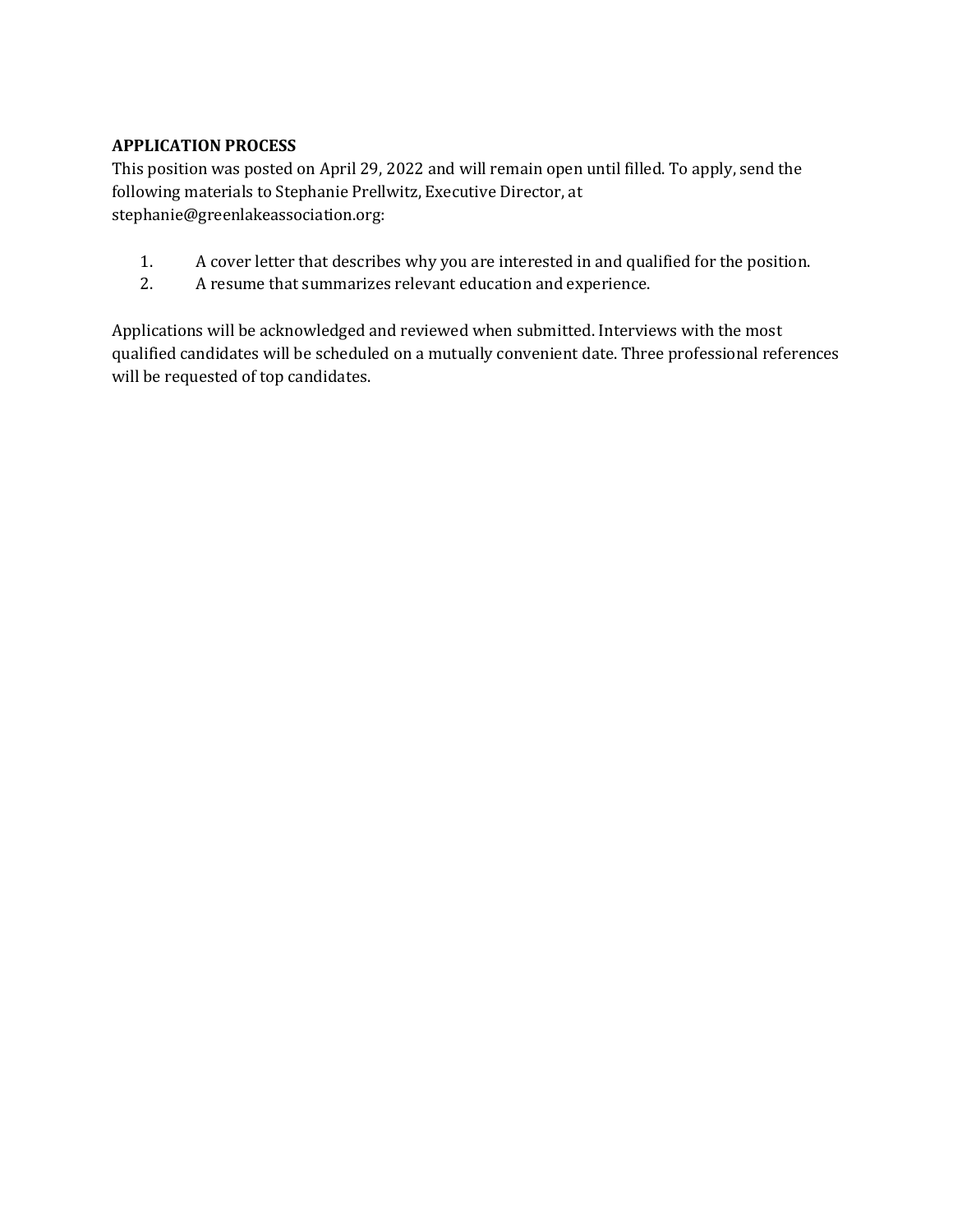**APPLICATION PROCESS**

This position was posted on April 29, 2022 and will remain open until filled. To apply, send the following materials to Stephanie Prellwitz, Executive Director, at stephanie@greenlakeassociation.org:

1. A cover letter that describes why you are interested in and qualified for the position.
2. A resume that summarizes relevant education and experience.

Applications will be acknowledged and reviewed when submitted. Interviews with the most qualified candidates will be scheduled on a mutually convenient date. Three professional references will be requested of top candidates.